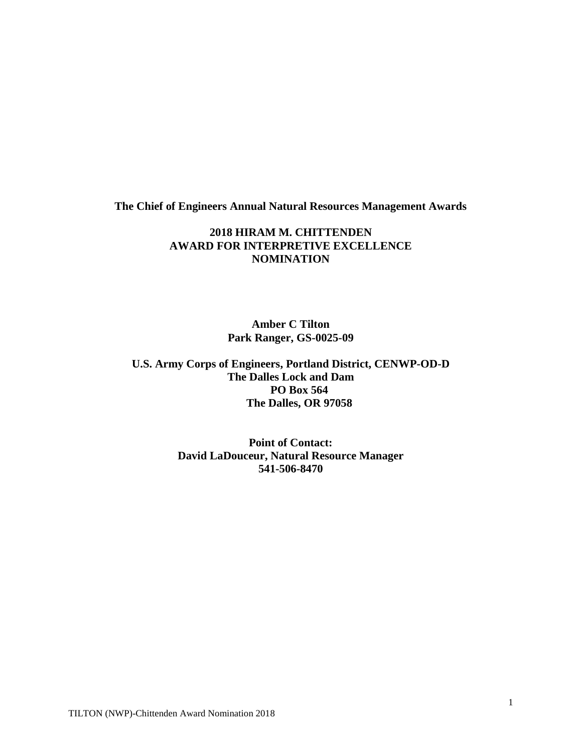**The Chief of Engineers Annual Natural Resources Management Awards**

**2018 HIRAM M. CHITTENDEN**
**AWARD FOR INTERPRETIVE EXCELLENCE**
**NOMINATION**

**Amber C Tilton**
**Park Ranger, GS-0025-09**

**U.S. Army Corps of Engineers, Portland District, CENWP-OD-D**
**The Dalles Lock and Dam**
**PO Box 564**
**The Dalles, OR 97058**

**Point of Contact:**
**David LaDouceur, Natural Resource Manager**
**541-506-8470**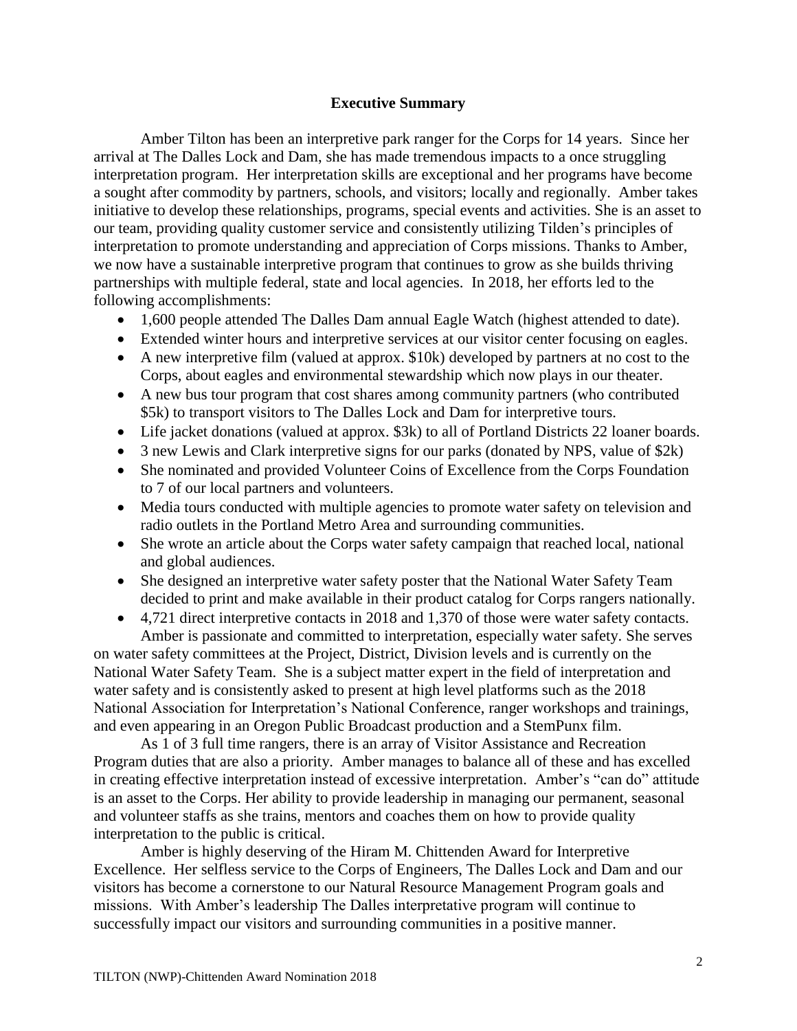## Executive Summary

Amber Tilton has been an interpretive park ranger for the Corps for 14 years. Since her arrival at The Dalles Lock and Dam, she has made tremendous impacts to a once struggling interpretation program. Her interpretation skills are exceptional and her programs have become a sought after commodity by partners, schools, and visitors; locally and regionally. Amber takes initiative to develop these relationships, programs, special events and activities. She is an asset to our team, providing quality customer service and consistently utilizing Tilden's principles of interpretation to promote understanding and appreciation of Corps missions. Thanks to Amber, we now have a sustainable interpretive program that continues to grow as she builds thriving partnerships with multiple federal, state and local agencies. In 2018, her efforts led to the following accomplishments:

- 1,600 people attended The Dalles Dam annual Eagle Watch (highest attended to date).
- Extended winter hours and interpretive services at our visitor center focusing on eagles.
- A new interpretive film (valued at approx. $10k) developed by partners at no cost to the Corps, about eagles and environmental stewardship which now plays in our theater.
- A new bus tour program that cost shares among community partners (who contributed $5k) to transport visitors to The Dalles Lock and Dam for interpretive tours.
- Life jacket donations (valued at approx. $3k) to all of Portland Districts 22 loaner boards.
- 3 new Lewis and Clark interpretive signs for our parks (donated by NPS, value of $2k)
- She nominated and provided Volunteer Coins of Excellence from the Corps Foundation to 7 of our local partners and volunteers.
- Media tours conducted with multiple agencies to promote water safety on television and radio outlets in the Portland Metro Area and surrounding communities.
- She wrote an article about the Corps water safety campaign that reached local, national and global audiences.
- She designed an interpretive water safety poster that the National Water Safety Team decided to print and make available in their product catalog for Corps rangers nationally.
- 4,721 direct interpretive contacts in 2018 and 1,370 of those were water safety contacts.

Amber is passionate and committed to interpretation, especially water safety. She serves on water safety committees at the Project, District, Division levels and is currently on the National Water Safety Team. She is a subject matter expert in the field of interpretation and water safety and is consistently asked to present at high level platforms such as the 2018 National Association for Interpretation's National Conference, ranger workshops and trainings, and even appearing in an Oregon Public Broadcast production and a StemPunx film.

As 1 of 3 full time rangers, there is an array of Visitor Assistance and Recreation Program duties that are also a priority. Amber manages to balance all of these and has excelled in creating effective interpretation instead of excessive interpretation. Amber's "can do" attitude is an asset to the Corps. Her ability to provide leadership in managing our permanent, seasonal and volunteer staffs as she trains, mentors and coaches them on how to provide quality interpretation to the public is critical.

Amber is highly deserving of the Hiram M. Chittenden Award for Interpretive Excellence. Her selfless service to the Corps of Engineers, The Dalles Lock and Dam and our visitors has become a cornerstone to our Natural Resource Management Program goals and missions. With Amber's leadership The Dalles interpretative program will continue to successfully impact our visitors and surrounding communities in a positive manner.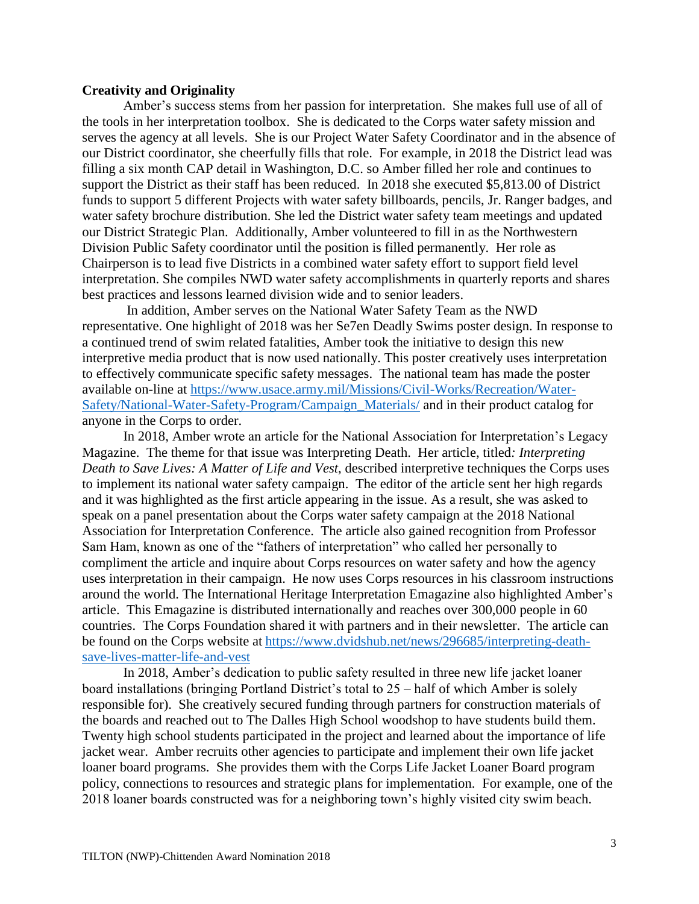**Creativity and Originality**

Amber's success stems from her passion for interpretation. She makes full use of all of the tools in her interpretation toolbox. She is dedicated to the Corps water safety mission and serves the agency at all levels. She is our Project Water Safety Coordinator and in the absence of our District coordinator, she cheerfully fills that role. For example, in 2018 the District lead was filling a six month CAP detail in Washington, D.C. so Amber filled her role and continues to support the District as their staff has been reduced. In 2018 she executed $5,813.00 of District funds to support 5 different Projects with water safety billboards, pencils, Jr. Ranger badges, and water safety brochure distribution. She led the District water safety team meetings and updated our District Strategic Plan. Additionally, Amber volunteered to fill in as the Northwestern Division Public Safety coordinator until the position is filled permanently. Her role as Chairperson is to lead five Districts in a combined water safety effort to support field level interpretation. She compiles NWD water safety accomplishments in quarterly reports and shares best practices and lessons learned division wide and to senior leaders.

In addition, Amber serves on the National Water Safety Team as the NWD representative. One highlight of 2018 was her Se7en Deadly Swims poster design. In response to a continued trend of swim related fatalities, Amber took the initiative to design this new interpretive media product that is now used nationally. This poster creatively uses interpretation to effectively communicate specific safety messages. The national team has made the poster available on-line at https://www.usace.army.mil/Missions/Civil-Works/Recreation/Water-Safety/National-Water-Safety-Program/Campaign_Materials/ and in their product catalog for anyone in the Corps to order.

In 2018, Amber wrote an article for the National Association for Interpretation's Legacy Magazine. The theme for that issue was Interpreting Death. Her article, titled*: Interpreting Death to Save Lives: A Matter of Life and Vest*, described interpretive techniques the Corps uses to implement its national water safety campaign. The editor of the article sent her high regards and it was highlighted as the first article appearing in the issue. As a result, she was asked to speak on a panel presentation about the Corps water safety campaign at the 2018 National Association for Interpretation Conference. The article also gained recognition from Professor Sam Ham, known as one of the "fathers of interpretation" who called her personally to compliment the article and inquire about Corps resources on water safety and how the agency uses interpretation in their campaign. He now uses Corps resources in his classroom instructions around the world. The International Heritage Interpretation Emagazine also highlighted Amber's article. This Emagazine is distributed internationally and reaches over 300,000 people in 60 countries. The Corps Foundation shared it with partners and in their newsletter. The article can be found on the Corps website at https://www.dvidshub.net/news/296685/interpreting-death-save-lives-matter-life-and-vest

In 2018, Amber's dedication to public safety resulted in three new life jacket loaner board installations (bringing Portland District's total to 25 – half of which Amber is solely responsible for). She creatively secured funding through partners for construction materials of the boards and reached out to The Dalles High School woodshop to have students build them. Twenty high school students participated in the project and learned about the importance of life jacket wear. Amber recruits other agencies to participate and implement their own life jacket loaner board programs. She provides them with the Corps Life Jacket Loaner Board program policy, connections to resources and strategic plans for implementation. For example, one of the 2018 loaner boards constructed was for a neighboring town's highly visited city swim beach.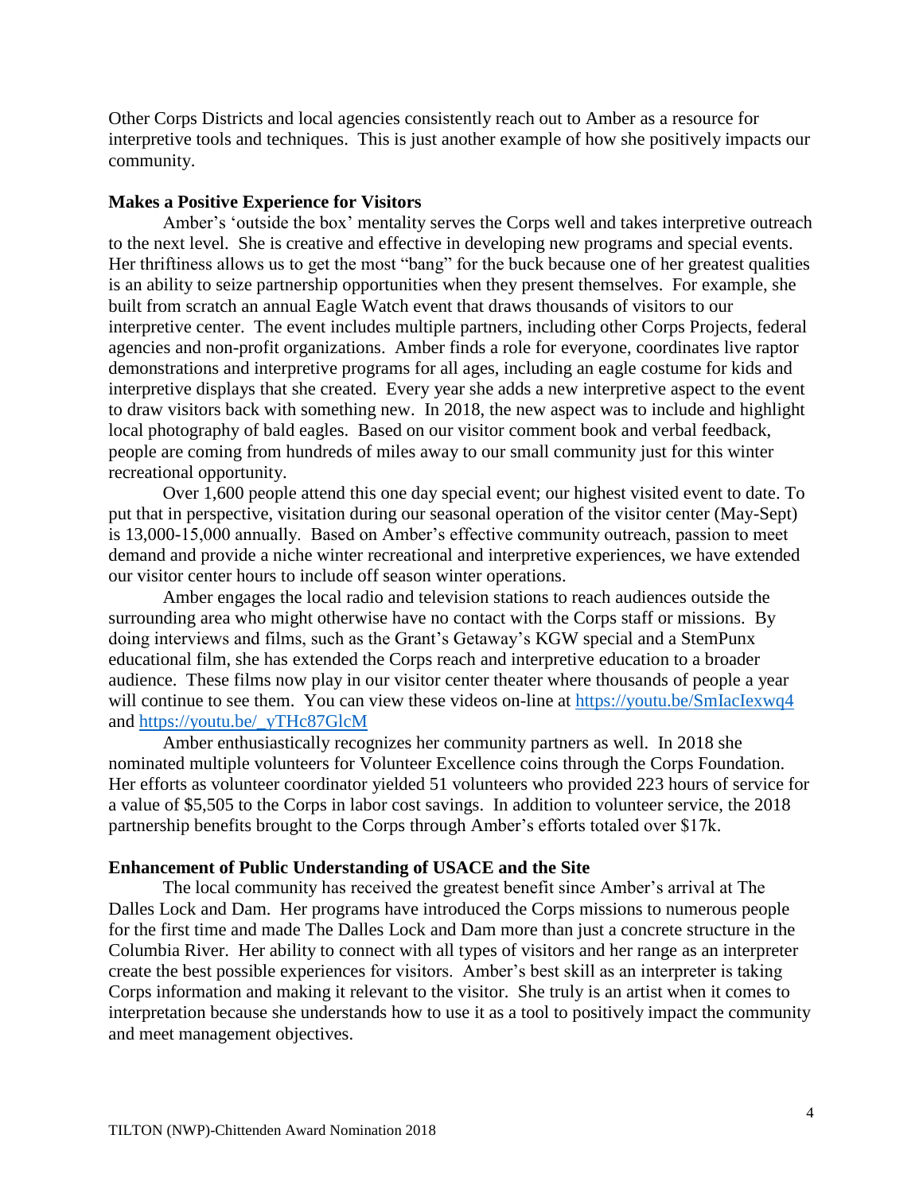Other Corps Districts and local agencies consistently reach out to Amber as a resource for interpretive tools and techniques. This is just another example of how she positively impacts our community.

**Makes a Positive Experience for Visitors**

Amber's 'outside the box' mentality serves the Corps well and takes interpretive outreach to the next level. She is creative and effective in developing new programs and special events. Her thriftiness allows us to get the most "bang" for the buck because one of her greatest qualities is an ability to seize partnership opportunities when they present themselves. For example, she built from scratch an annual Eagle Watch event that draws thousands of visitors to our interpretive center. The event includes multiple partners, including other Corps Projects, federal agencies and non-profit organizations. Amber finds a role for everyone, coordinates live raptor demonstrations and interpretive programs for all ages, including an eagle costume for kids and interpretive displays that she created. Every year she adds a new interpretive aspect to the event to draw visitors back with something new. In 2018, the new aspect was to include and highlight local photography of bald eagles. Based on our visitor comment book and verbal feedback, people are coming from hundreds of miles away to our small community just for this winter recreational opportunity.

Over 1,600 people attend this one day special event; our highest visited event to date. To put that in perspective, visitation during our seasonal operation of the visitor center (May-Sept) is 13,000-15,000 annually. Based on Amber's effective community outreach, passion to meet demand and provide a niche winter recreational and interpretive experiences, we have extended our visitor center hours to include off season winter operations.

Amber engages the local radio and television stations to reach audiences outside the surrounding area who might otherwise have no contact with the Corps staff or missions. By doing interviews and films, such as the Grant's Getaway's KGW special and a StemPunx educational film, she has extended the Corps reach and interpretive education to a broader audience. These films now play in our visitor center theater where thousands of people a year will continue to see them. You can view these videos on-line at https://youtu.be/SmIacIexwq4 and https://youtu.be/_yTHc87GlcM

Amber enthusiastically recognizes her community partners as well. In 2018 she nominated multiple volunteers for Volunteer Excellence coins through the Corps Foundation. Her efforts as volunteer coordinator yielded 51 volunteers who provided 223 hours of service for a value of $5,505 to the Corps in labor cost savings. In addition to volunteer service, the 2018 partnership benefits brought to the Corps through Amber's efforts totaled over $17k.

**Enhancement of Public Understanding of USACE and the Site**

The local community has received the greatest benefit since Amber's arrival at The Dalles Lock and Dam. Her programs have introduced the Corps missions to numerous people for the first time and made The Dalles Lock and Dam more than just a concrete structure in the Columbia River. Her ability to connect with all types of visitors and her range as an interpreter create the best possible experiences for visitors. Amber's best skill as an interpreter is taking Corps information and making it relevant to the visitor. She truly is an artist when it comes to interpretation because she understands how to use it as a tool to positively impact the community and meet management objectives.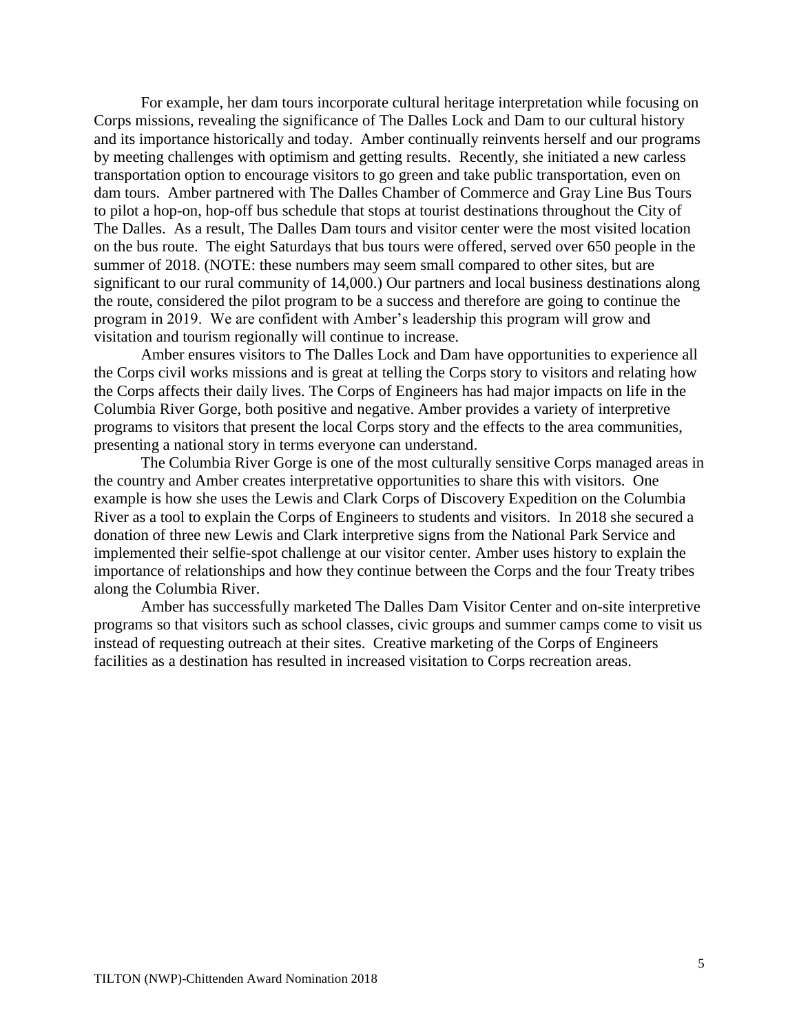For example, her dam tours incorporate cultural heritage interpretation while focusing on Corps missions, revealing the significance of The Dalles Lock and Dam to our cultural history and its importance historically and today. Amber continually reinvents herself and our programs by meeting challenges with optimism and getting results. Recently, she initiated a new carless transportation option to encourage visitors to go green and take public transportation, even on dam tours. Amber partnered with The Dalles Chamber of Commerce and Gray Line Bus Tours to pilot a hop-on, hop-off bus schedule that stops at tourist destinations throughout the City of The Dalles. As a result, The Dalles Dam tours and visitor center were the most visited location on the bus route. The eight Saturdays that bus tours were offered, served over 650 people in the summer of 2018. (NOTE: these numbers may seem small compared to other sites, but are significant to our rural community of 14,000.) Our partners and local business destinations along the route, considered the pilot program to be a success and therefore are going to continue the program in 2019. We are confident with Amber's leadership this program will grow and visitation and tourism regionally will continue to increase.

Amber ensures visitors to The Dalles Lock and Dam have opportunities to experience all the Corps civil works missions and is great at telling the Corps story to visitors and relating how the Corps affects their daily lives. The Corps of Engineers has had major impacts on life in the Columbia River Gorge, both positive and negative. Amber provides a variety of interpretive programs to visitors that present the local Corps story and the effects to the area communities, presenting a national story in terms everyone can understand.

The Columbia River Gorge is one of the most culturally sensitive Corps managed areas in the country and Amber creates interpretative opportunities to share this with visitors. One example is how she uses the Lewis and Clark Corps of Discovery Expedition on the Columbia River as a tool to explain the Corps of Engineers to students and visitors. In 2018 she secured a donation of three new Lewis and Clark interpretive signs from the National Park Service and implemented their selfie-spot challenge at our visitor center. Amber uses history to explain the importance of relationships and how they continue between the Corps and the four Treaty tribes along the Columbia River.

Amber has successfully marketed The Dalles Dam Visitor Center and on-site interpretive programs so that visitors such as school classes, civic groups and summer camps come to visit us instead of requesting outreach at their sites. Creative marketing of the Corps of Engineers facilities as a destination has resulted in increased visitation to Corps recreation areas.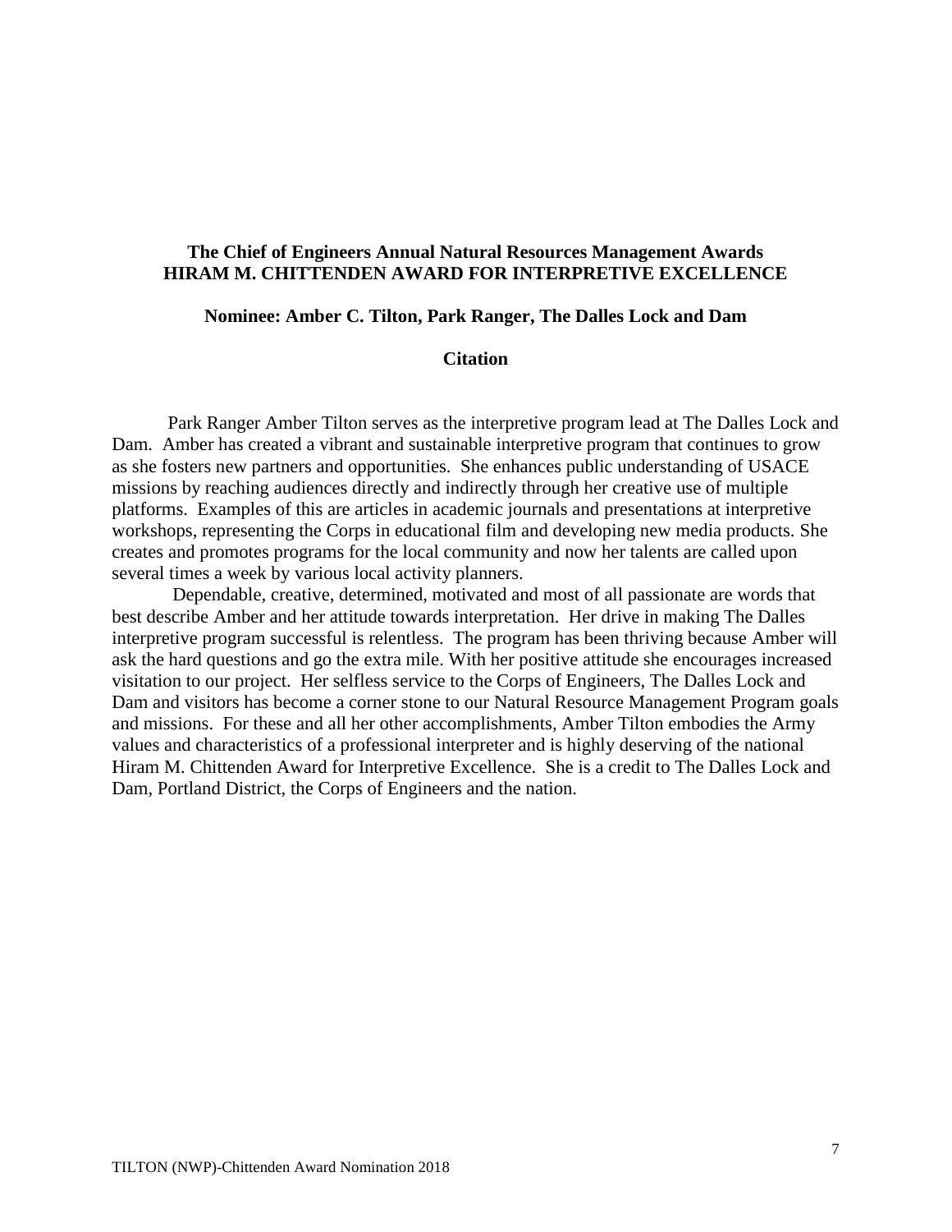**The Chief of Engineers Annual Natural Resources Management Awards**
**HIRAM M. CHITTENDEN AWARD FOR INTERPRETIVE EXCELLENCE**

**Nominee: Amber C. Tilton, Park Ranger, The Dalles Lock and Dam**

**Citation**

Park Ranger Amber Tilton serves as the interpretive program lead at The Dalles Lock and Dam. Amber has created a vibrant and sustainable interpretive program that continues to grow as she fosters new partners and opportunities. She enhances public understanding of USACE missions by reaching audiences directly and indirectly through her creative use of multiple platforms. Examples of this are articles in academic journals and presentations at interpretive workshops, representing the Corps in educational film and developing new media products. She creates and promotes programs for the local community and now her talents are called upon several times a week by various local activity planners.

Dependable, creative, determined, motivated and most of all passionate are words that best describe Amber and her attitude towards interpretation. Her drive in making The Dalles interpretive program successful is relentless. The program has been thriving because Amber will ask the hard questions and go the extra mile. With her positive attitude she encourages increased visitation to our project. Her selfless service to the Corps of Engineers, The Dalles Lock and Dam and visitors has become a corner stone to our Natural Resource Management Program goals and missions. For these and all her other accomplishments, Amber Tilton embodies the Army values and characteristics of a professional interpreter and is highly deserving of the national Hiram M. Chittenden Award for Interpretive Excellence. She is a credit to The Dalles Lock and Dam, Portland District, the Corps of Engineers and the nation.